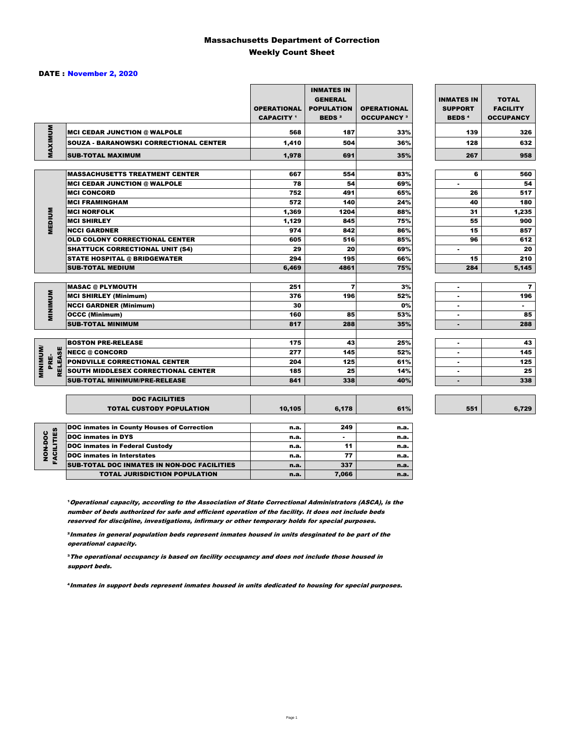# Massachusetts Department of Correction
## Weekly Count Sheet

**DATE : November 2, 2020**

| | | OPERATIONAL CAPACITY [1] | INMATES IN GENERAL POPULATION BEDS [2] | OPERATIONAL OCCUPANCY [3] | INMATES IN SUPPORT BEDS [4] | TOTAL FACILITY OCCUPANCY |
|---|---|---|---|---|---|---|
| MAXIMUM | MCI CEDAR JUNCTION @ WALPOLE | 568 | 187 | 33% | 139 | 326 |
| | SOUZA - BARANOWSKI CORRECTIONAL CENTER | 1,410 | 504 | 36% | 128 | 632 |
| | SUB-TOTAL MAXIMUM | 1,978 | 691 | 35% | 267 | 958 |
| MEDIUM | MASSACHUSETTS TREATMENT CENTER | 667 | 554 | 83% | 6 | 560 |
| | MCI CEDAR JUNCTION @ WALPOLE | 78 | 54 | 69% | - | 54 |
| | MCI CONCORD | 752 | 491 | 65% | 26 | 517 |
| | MCI FRAMINGHAM | 572 | 140 | 24% | 40 | 180 |
| | MCI NORFOLK | 1,369 | 1204 | 88% | 31 | 1,235 |
| | MCI SHIRLEY | 1,129 | 845 | 75% | 55 | 900 |
| | NCCI GARDNER | 974 | 842 | 86% | 15 | 857 |
| | OLD COLONY CORRECTIONAL CENTER | 605 | 516 | 85% | 96 | 612 |
| | SHATTUCK CORRECTIONAL UNIT (S4) | 29 | 20 | 69% | - | 20 |
| | STATE HOSPITAL @ BRIDGEWATER | 294 | 195 | 66% | 15 | 210 |
| | SUB-TOTAL MEDIUM | 6,469 | 4861 | 75% | 284 | 5,145 |
| MINIMUM | MASAC @ PLYMOUTH | 251 | 7 | 3% | - | 7 |
| | MCI SHIRLEY (Minimum) | 376 | 196 | 52% | - | 196 |
| | NCCI GARDNER (Minimum) | 30 | | 0% | - | - |
| | OCCC (Minimum) | 160 | 85 | 53% | - | 85 |
| | SUB-TOTAL MINIMUM | 817 | 288 | 35% | - | 288 |
| MINIMUM/ PRE-RELEASE | BOSTON PRE-RELEASE | 175 | 43 | 25% | - | 43 |
| | NECC @ CONCORD | 277 | 145 | 52% | - | 145 |
| | PONDVILLE CORRECTIONAL CENTER | 204 | 125 | 61% | - | 125 |
| | SOUTH MIDDLESEX CORRECTIONAL CENTER | 185 | 25 | 14% | - | 25 |
| | SUB-TOTAL MINIMUM/PRE-RELEASE | 841 | 338 | 40% | - | 338 |
| | DOC FACILITIES TOTAL CUSTODY POPULATION | 10,105 | 6,178 | 61% | 551 | 6,729 |
| NON-DOC FACILITIES | DOC inmates in County Houses of Correction | n.a. | 249 | n.a. | | |
| | DOC inmates in DYS | n.a. | - | n.a. | | |
| | DOC inmates in Federal Custody | n.a. | 11 | n.a. | | |
| | DOC inmates in Interstates | n.a. | 77 | n.a. | | |
| | SUB-TOTAL DOC INMATES IN NON-DOC FACILITIES | n.a. | 337 | n.a. | | |
| | TOTAL JURISDICTION POPULATION | n.a. | 7,066 | n.a. | | |

[1] *Operational capacity, according to the Association of State Correctional Administrators (ASCA), is the number of beds authorized for safe and efficient operation of the facility. It does not include beds reserved for discipline, investigations, infirmary or other temporary holds for special purposes.*

[2] *Inmates in general population beds represent inmates housed in units desginated to be part of the operational capacity.*

[3] *The operational occupancy is based on facility occupancy and does not include those housed in support beds.*

[4] *Inmates in support beds represent inmates housed in units dedicated to housing for special purposes.*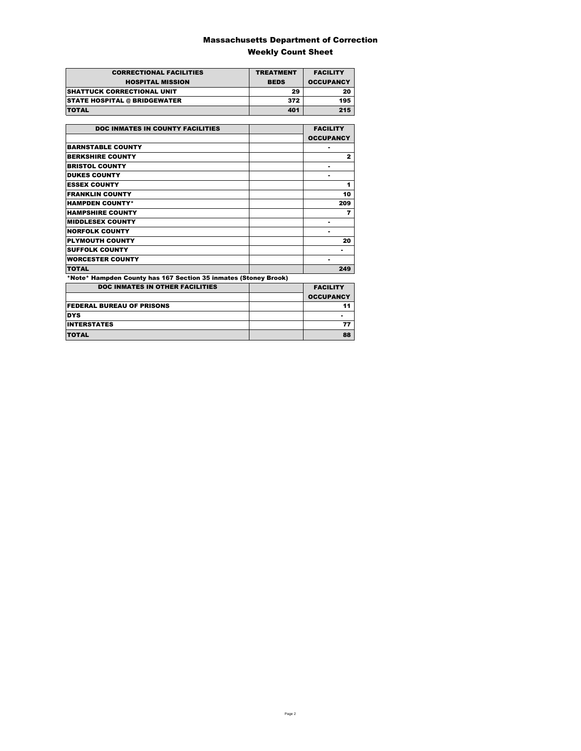# Massachusetts Department of Correction

## Weekly Count Sheet

| CORRECTIONAL FACILITIES HOSPITAL MISSION | TREATMENT BEDS | FACILITY OCCUPANCY |
|---|---|---|
| SHATTUCK CORRECTIONAL UNIT | 29 | 20 |
| STATE HOSPITAL @ BRIDGEWATER | 372 | 195 |
| TOTAL | 401 | 215 |

| DOC INMATES IN COUNTY FACILITIES | | FACILITY OCCUPANCY |
|---|---|---|
| BARNSTABLE COUNTY | | - |
| BERKSHIRE COUNTY | | 2 |
| BRISTOL COUNTY | | - |
| DUKES COUNTY | | - |
| ESSEX COUNTY | | 1 |
| FRANKLIN COUNTY | | 10 |
| HAMPDEN COUNTY* | | 209 |
| HAMPSHIRE COUNTY | | 7 |
| MIDDLESEX COUNTY | | - |
| NORFOLK COUNTY | | - |
| PLYMOUTH COUNTY | | 20 |
| SUFFOLK COUNTY | | - |
| WORCESTER COUNTY | | - |
| TOTAL | | 249 |

*Note* Hampden County has 167 Section 35 inmates (Stoney Brook)

| DOC INMATES IN OTHER FACILITIES | | FACILITY OCCUPANCY |
|---|---|---|
| FEDERAL BUREAU OF PRISONS | | 11 |
| DYS | | - |
| INTERSTATES | | 77 |
| TOTAL | | 88 |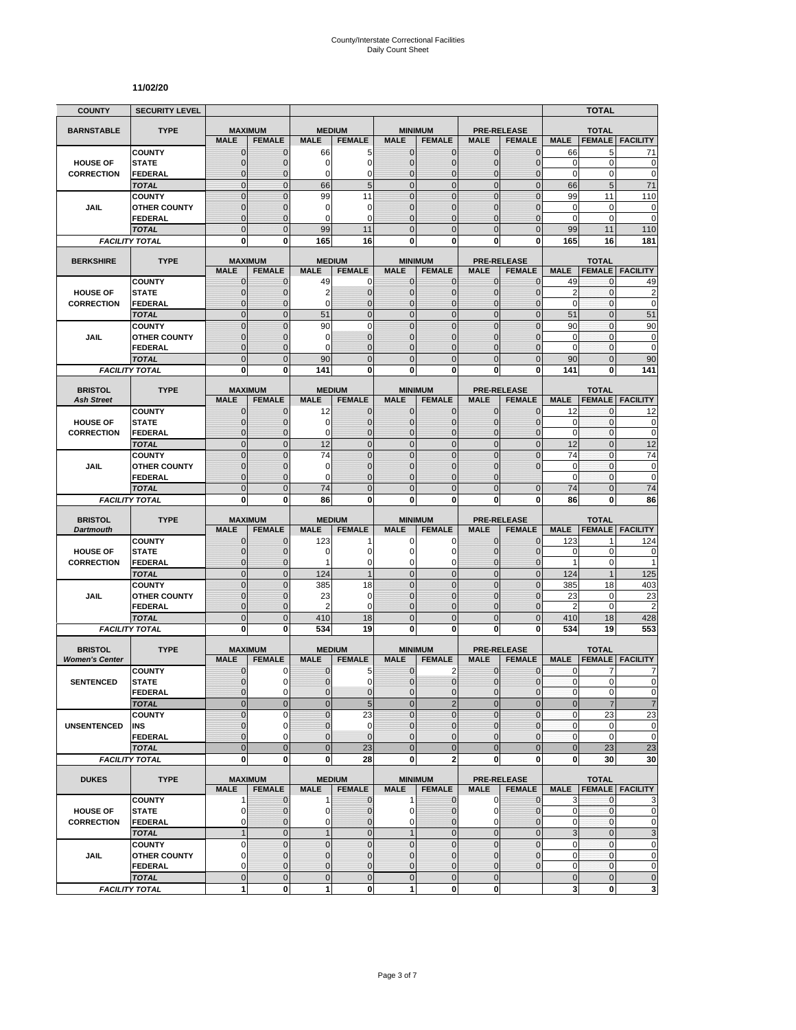# County/Interstate Correctional Facilities
## Daily Count Sheet

**11/02/20**

| COUNTY | SECURITY LEVEL | | | | | | | | | | TOTAL | |
|---|---|---|---|---|---|---|---|---|---|---|---|---|
| **BARNSTABLE** | **TYPE** | **MAXIMUM** | | **MEDIUM** | | **MINIMUM** | | **PRE-RELEASE** | | **TOTAL** | | |
| | | **MALE** | **FEMALE** | **MALE** | **FEMALE** | **MALE** | **FEMALE** | **MALE** | **FEMALE** | **MALE** | **FEMALE** | **FACILITY** |
| **HOUSE OF CORRECTION** | COUNTY | 0 | 0 | 66 | 5 | 0 | 0 | 0 | 0 | 66 | 5 | 71 |
| | STATE | 0 | 0 | 0 | 0 | 0 | 0 | 0 | 0 | 0 | 0 | 0 |
| | FEDERAL | 0 | 0 | 0 | 0 | 0 | 0 | 0 | 0 | 0 | 0 | 0 |
| | *TOTAL* | 0 | 0 | 66 | 5 | 0 | 0 | 0 | 0 | 66 | 5 | 71 |
| **JAIL** | COUNTY | 0 | 0 | 99 | 11 | 0 | 0 | 0 | 0 | 99 | 11 | 110 |
| | OTHER COUNTY | 0 | 0 | 0 | 0 | 0 | 0 | 0 | 0 | 0 | 0 | 0 |
| | FEDERAL | 0 | 0 | 0 | 0 | 0 | 0 | 0 | 0 | 0 | 0 | 0 |
| | *TOTAL* | 0 | 0 | 99 | 11 | 0 | 0 | 0 | 0 | 99 | 11 | 110 |
| *FACILITY TOTAL* | | **0** | **0** | **165** | **16** | **0** | **0** | **0** | **0** | **165** | **16** | **181** |
| **BERKSHIRE** | **TYPE** | **MAXIMUM** | | **MEDIUM** | | **MINIMUM** | | **PRE-RELEASE** | | **TOTAL** | | |
| | | **MALE** | **FEMALE** | **MALE** | **FEMALE** | **MALE** | **FEMALE** | **MALE** | **FEMALE** | **MALE** | **FEMALE** | **FACILITY** |
| **HOUSE OF CORRECTION** | COUNTY | 0 | 0 | 49 | 0 | 0 | 0 | 0 | 0 | 49 | 0 | 49 |
| | STATE | 0 | 0 | 2 | 0 | 0 | 0 | 0 | 0 | 2 | 0 | 2 |
| | FEDERAL | 0 | 0 | 0 | 0 | 0 | 0 | 0 | 0 | 0 | 0 | 0 |
| | *TOTAL* | 0 | 0 | 51 | 0 | 0 | 0 | 0 | 0 | 51 | 0 | 51 |
| **JAIL** | COUNTY | 0 | 0 | 90 | 0 | 0 | 0 | 0 | 0 | 90 | 0 | 90 |
| | OTHER COUNTY | 0 | 0 | 0 | 0 | 0 | 0 | 0 | 0 | 0 | 0 | 0 |
| | FEDERAL | 0 | 0 | 0 | 0 | 0 | 0 | 0 | 0 | 0 | 0 | 0 |
| | *TOTAL* | 0 | 0 | 90 | 0 | 0 | 0 | 0 | 0 | 90 | 0 | 90 |
| *FACILITY TOTAL* | | **0** | **0** | **141** | **0** | **0** | **0** | **0** | **0** | **141** | **0** | **141** |
| **BRISTOL** *Ash Street* | **TYPE** | **MAXIMUM** | | **MEDIUM** | | **MINIMUM** | | **PRE-RELEASE** | | **TOTAL** | | |
| | | **MALE** | **FEMALE** | **MALE** | **FEMALE** | **MALE** | **FEMALE** | **MALE** | **FEMALE** | **MALE** | **FEMALE** | **FACILITY** |
| **HOUSE OF CORRECTION** | COUNTY | 0 | 0 | 12 | 0 | 0 | 0 | 0 | 0 | 12 | 0 | 12 |
| | STATE | 0 | 0 | 0 | 0 | 0 | 0 | 0 | 0 | 0 | 0 | 0 |
| | FEDERAL | 0 | 0 | 0 | 0 | 0 | 0 | 0 | 0 | 0 | 0 | 0 |
| | *TOTAL* | 0 | 0 | 12 | 0 | 0 | 0 | 0 | 0 | 12 | 0 | 12 |
| **JAIL** | COUNTY | 0 | 0 | 74 | 0 | 0 | 0 | 0 | 0 | 74 | 0 | 74 |
| | OTHER COUNTY | 0 | 0 | 0 | 0 | 0 | 0 | 0 | 0 | 0 | 0 | 0 |
| | FEDERAL | 0 | 0 | 0 | 0 | 0 | 0 | 0 | | 0 | 0 | 0 |
| | *TOTAL* | 0 | 0 | 74 | 0 | 0 | 0 | 0 | 0 | 74 | 0 | 74 |
| *FACILITY TOTAL* | | **0** | **0** | **86** | **0** | **0** | **0** | **0** | **0** | **86** | **0** | **86** |
| **BRISTOL** *Dartmouth* | **TYPE** | **MAXIMUM** | | **MEDIUM** | | **MINIMUM** | | **PRE-RELEASE** | | **TOTAL** | | |
| | | **MALE** | **FEMALE** | **MALE** | **FEMALE** | **MALE** | **FEMALE** | **MALE** | **FEMALE** | **MALE** | **FEMALE** | **FACILITY** |
| **HOUSE OF CORRECTION** | COUNTY | 0 | 0 | 123 | 1 | 0 | 0 | 0 | 0 | 123 | 1 | 124 |
| | STATE | 0 | 0 | 0 | 0 | 0 | 0 | 0 | 0 | 0 | 0 | 0 |
| | FEDERAL | 0 | 0 | 1 | 0 | 0 | 0 | 0 | 0 | 1 | 0 | 1 |
| | *TOTAL* | 0 | 0 | 124 | 1 | 0 | 0 | 0 | 0 | 124 | 1 | 125 |
| **JAIL** | COUNTY | 0 | 0 | 385 | 18 | 0 | 0 | 0 | 0 | 385 | 18 | 403 |
| | OTHER COUNTY | 0 | 0 | 23 | 0 | 0 | 0 | 0 | 0 | 23 | 0 | 23 |
| | FEDERAL | 0 | 0 | 2 | 0 | 0 | 0 | 0 | 0 | 2 | 0 | 2 |
| | *TOTAL* | 0 | 0 | 410 | 18 | 0 | 0 | 0 | 0 | 410 | 18 | 428 |
| *FACILITY TOTAL* | | **0** | **0** | **534** | **19** | **0** | **0** | **0** | **0** | **534** | **19** | **553** |
| **BRISTOL** *Women's Center* | **TYPE** | **MAXIMUM** | | **MEDIUM** | | **MINIMUM** | | **PRE-RELEASE** | | **TOTAL** | | |
| | | **MALE** | **FEMALE** | **MALE** | **FEMALE** | **MALE** | **FEMALE** | **MALE** | **FEMALE** | **MALE** | **FEMALE** | **FACILITY** |
| **SENTENCED** | COUNTY | 0 | 0 | 0 | 5 | 0 | 2 | 0 | 0 | 0 | 7 | 7 |
| | STATE | 0 | 0 | 0 | 0 | 0 | 0 | 0 | 0 | 0 | 0 | 0 |
| | FEDERAL | 0 | 0 | 0 | 0 | 0 | 0 | 0 | 0 | 0 | 0 | 0 |
| | *TOTAL* | 0 | 0 | 0 | 5 | 0 | 2 | 0 | 0 | 0 | 7 | 7 |
| **UNSENTENCED** | COUNTY | 0 | 0 | 0 | 23 | 0 | 0 | 0 | 0 | 0 | 23 | 23 |
| | INS | 0 | 0 | 0 | 0 | 0 | 0 | 0 | 0 | 0 | 0 | 0 |
| | FEDERAL | 0 | 0 | 0 | 0 | 0 | 0 | 0 | 0 | 0 | 0 | 0 |
| | *TOTAL* | 0 | 0 | 0 | 23 | 0 | 0 | 0 | 0 | 0 | 23 | 23 |
| *FACILITY TOTAL* | | **0** | **0** | **0** | **28** | **0** | **2** | **0** | **0** | **0** | **30** | **30** |
| **DUKES** | **TYPE** | **MAXIMUM** | | **MEDIUM** | | **MINIMUM** | | **PRE-RELEASE** | | **TOTAL** | | |
| | | **MALE** | **FEMALE** | **MALE** | **FEMALE** | **MALE** | **FEMALE** | **MALE** | **FEMALE** | **MALE** | **FEMALE** | **FACILITY** |
| **HOUSE OF CORRECTION** | COUNTY | 1 | 0 | 1 | 0 | 1 | 0 | 0 | 0 | 3 | 0 | 3 |
| | STATE | 0 | 0 | 0 | 0 | 0 | 0 | 0 | 0 | 0 | 0 | 0 |
| | FEDERAL | 0 | 0 | 0 | 0 | 0 | 0 | 0 | 0 | 0 | 0 | 0 |
| | *TOTAL* | 1 | 0 | 1 | 0 | 1 | 0 | 0 | 0 | 3 | 0 | 3 |
| **JAIL** | COUNTY | 0 | 0 | 0 | 0 | 0 | 0 | 0 | 0 | 0 | 0 | 0 |
| | OTHER COUNTY | 0 | 0 | 0 | 0 | 0 | 0 | 0 | 0 | 0 | 0 | 0 |
| | FEDERAL | 0 | 0 | 0 | 0 | 0 | 0 | 0 | 0 | 0 | 0 | 0 |
| | *TOTAL* | 0 | 0 | 0 | 0 | 0 | 0 | 0 | | 0 | 0 | 0 |
| *FACILITY TOTAL* | | **1** | **0** | **1** | **0** | **1** | **0** | **0** | | **3** | **0** | **3** |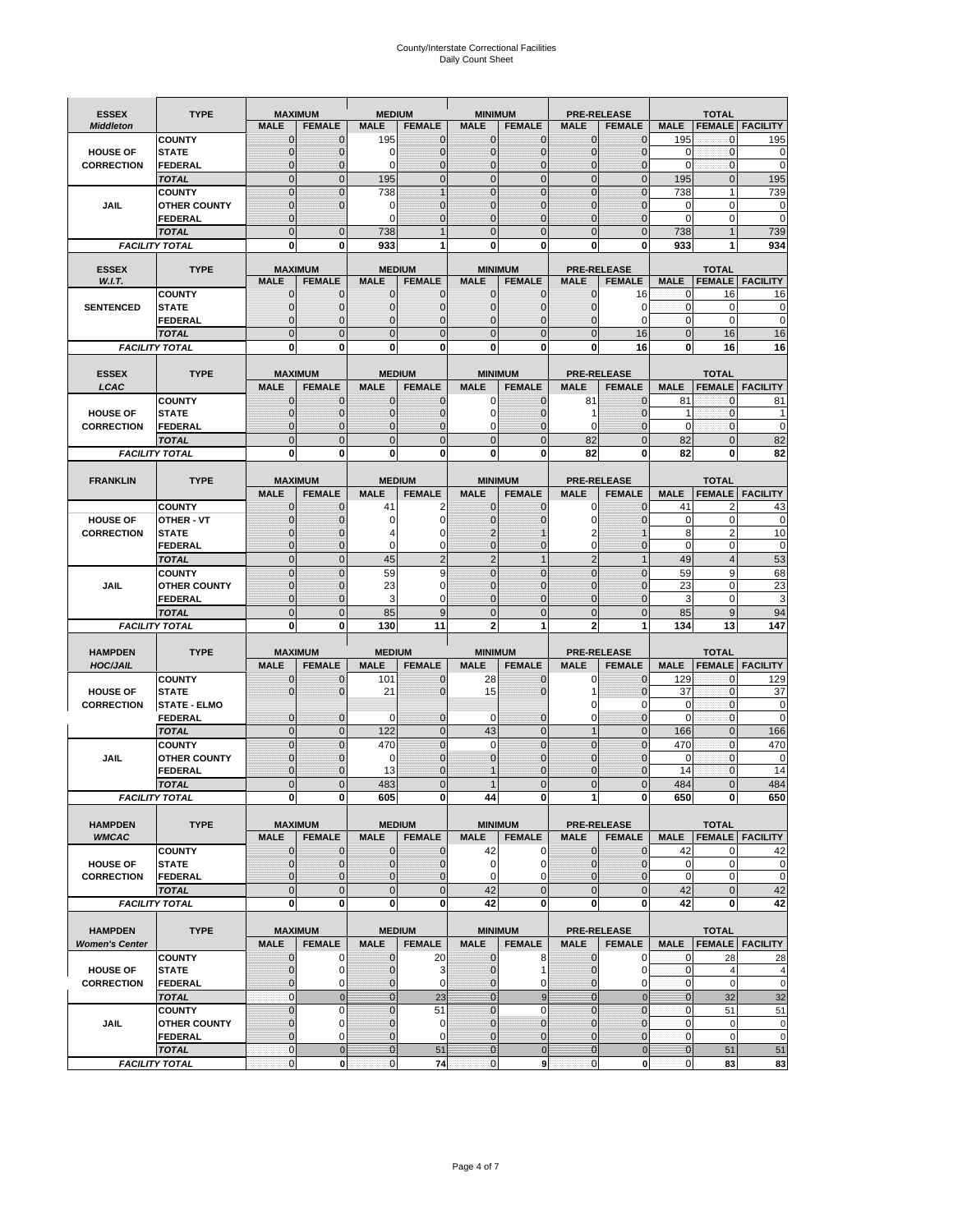# County/Interstate Correctional Facilities
## Daily Count Sheet

| ESSEX *Middleton* | TYPE | MAXIMUM | | MEDIUM | | MINIMUM | | PRE-RELEASE | | TOTAL | | |
|---|---|---|---|---|---|---|---|---|---|---|---|---|
| | | MALE | FEMALE | MALE | FEMALE | MALE | FEMALE | MALE | FEMALE | MALE | FEMALE | FACILITY |
| | COUNTY | 0 | 0 | 195 | 0 | 0 | 0 | 0 | 0 | 195 | 0 | 195 |
| HOUSE OF | STATE | 0 | 0 | 0 | 0 | 0 | 0 | 0 | 0 | 0 | 0 | 0 |
| CORRECTION | FEDERAL | 0 | 0 | 0 | 0 | 0 | 0 | 0 | 0 | 0 | 0 | 0 |
| | TOTAL | 0 | 0 | 195 | 0 | 0 | 0 | 0 | 0 | 195 | 0 | 195 |
| | COUNTY | 0 | 0 | 738 | 1 | 0 | 0 | 0 | 0 | 738 | 1 | 739 |
| JAIL | OTHER COUNTY | 0 | 0 | 0 | 0 | 0 | 0 | 0 | 0 | 0 | 0 | 0 |
| | FEDERAL | 0 | | 0 | 0 | 0 | 0 | 0 | 0 | 0 | 0 | 0 |
| | TOTAL | 0 | 0 | 738 | 1 | 0 | 0 | 0 | 0 | 738 | 1 | 739 |
| FACILITY TOTAL | | 0 | 0 | 933 | 1 | 0 | 0 | 0 | 0 | 933 | 1 | 934 |

| ESSEX *W.I.T.* | TYPE | MAXIMUM | | MEDIUM | | MINIMUM | | PRE-RELEASE | | TOTAL | | |
|---|---|---|---|---|---|---|---|---|---|---|---|---|
| | | MALE | FEMALE | MALE | FEMALE | MALE | FEMALE | MALE | FEMALE | MALE | FEMALE | FACILITY |
| | COUNTY | 0 | 0 | 0 | 0 | 0 | 0 | 0 | 16 | 0 | 16 | 16 |
| SENTENCED | STATE | 0 | 0 | 0 | 0 | 0 | 0 | 0 | 0 | 0 | 0 | 0 |
| | FEDERAL | 0 | 0 | 0 | 0 | 0 | 0 | 0 | 0 | 0 | 0 | 0 |
| | TOTAL | 0 | 0 | 0 | 0 | 0 | 0 | 0 | 16 | 0 | 16 | 16 |
| FACILITY TOTAL | | 0 | 0 | 0 | 0 | 0 | 0 | 0 | 16 | 0 | 16 | 16 |

| ESSEX *LCAC* | TYPE | MAXIMUM | | MEDIUM | | MINIMUM | | PRE-RELEASE | | TOTAL | | |
|---|---|---|---|---|---|---|---|---|---|---|---|---|
| | | MALE | FEMALE | MALE | FEMALE | MALE | FEMALE | MALE | FEMALE | MALE | FEMALE | FACILITY |
| | COUNTY | 0 | 0 | 0 | 0 | 0 | 0 | 81 | 0 | 81 | 0 | 81 |
| HOUSE OF | STATE | 0 | 0 | 0 | 0 | 0 | 0 | 1 | 0 | 1 | 0 | 1 |
| CORRECTION | FEDERAL | 0 | 0 | 0 | 0 | 0 | 0 | 0 | 0 | 0 | 0 | 0 |
| | TOTAL | 0 | 0 | 0 | 0 | 0 | 0 | 82 | 0 | 82 | 0 | 82 |
| FACILITY TOTAL | | 0 | 0 | 0 | 0 | 0 | 0 | 82 | 0 | 82 | 0 | 82 |

| FRANKLIN | TYPE | MAXIMUM | | MEDIUM | | MINIMUM | | PRE-RELEASE | | TOTAL | | |
|---|---|---|---|---|---|---|---|---|---|---|---|---|
| | | MALE | FEMALE | MALE | FEMALE | MALE | FEMALE | MALE | FEMALE | MALE | FEMALE | FACILITY |
| | COUNTY | 0 | 0 | 41 | 2 | 0 | 0 | 0 | 0 | 41 | 2 | 43 |
| HOUSE OF | OTHER - VT | 0 | 0 | 0 | 0 | 0 | 0 | 0 | 0 | 0 | 0 | 0 |
| CORRECTION | STATE | 0 | 0 | 4 | 0 | 2 | 1 | 2 | 1 | 8 | 2 | 10 |
| | FEDERAL | 0 | 0 | 0 | 0 | 0 | 0 | 0 | 0 | 0 | 0 | 0 |
| | TOTAL | 0 | 0 | 45 | 2 | 2 | 1 | 2 | 1 | 49 | 4 | 53 |
| | COUNTY | 0 | 0 | 59 | 9 | 0 | 0 | 0 | 0 | 59 | 9 | 68 |
| JAIL | OTHER COUNTY | 0 | 0 | 23 | 0 | 0 | 0 | 0 | 0 | 23 | 0 | 23 |
| | FEDERAL | 0 | 0 | 3 | 0 | 0 | 0 | 0 | 0 | 3 | 0 | 3 |
| | TOTAL | 0 | 0 | 85 | 9 | 0 | 0 | 0 | 0 | 85 | 9 | 94 |
| FACILITY TOTAL | | 0 | 0 | 130 | 11 | 2 | 1 | 2 | 1 | 134 | 13 | 147 |

| HAMPDEN *HOC/JAIL* | TYPE | MAXIMUM | | MEDIUM | | MINIMUM | | PRE-RELEASE | | TOTAL | | |
|---|---|---|---|---|---|---|---|---|---|---|---|---|
| | | MALE | FEMALE | MALE | FEMALE | MALE | FEMALE | MALE | FEMALE | MALE | FEMALE | FACILITY |
| | COUNTY | 0 | 0 | 101 | 0 | 28 | 0 | 0 | 0 | 129 | 0 | 129 |
| HOUSE OF | STATE | 0 | 0 | 21 | 0 | 15 | 0 | 1 | 0 | 37 | 0 | 37 |
| CORRECTION | STATE - ELMO | | | | | | | 0 | 0 | 0 | 0 | 0 |
| | FEDERAL | 0 | 0 | 0 | 0 | 0 | 0 | 0 | 0 | 0 | 0 | 0 |
| | TOTAL | 0 | 0 | 122 | 0 | 43 | 0 | 1 | 0 | 166 | 0 | 166 |
| | COUNTY | 0 | 0 | 470 | 0 | 0 | 0 | 0 | 0 | 470 | 0 | 470 |
| JAIL | OTHER COUNTY | 0 | 0 | 0 | 0 | 0 | 0 | 0 | 0 | 0 | 0 | 0 |
| | FEDERAL | 0 | 0 | 13 | 0 | 1 | 0 | 0 | 0 | 14 | 0 | 14 |
| | TOTAL | 0 | 0 | 483 | 0 | 1 | 0 | 0 | 0 | 484 | 0 | 484 |
| FACILITY TOTAL | | 0 | 0 | 605 | 0 | 44 | 0 | 1 | 0 | 650 | 0 | 650 |

| HAMPDEN *WMCAC* | TYPE | MAXIMUM | | MEDIUM | | MINIMUM | | PRE-RELEASE | | TOTAL | | |
|---|---|---|---|---|---|---|---|---|---|---|---|---|
| | | MALE | FEMALE | MALE | FEMALE | MALE | FEMALE | MALE | FEMALE | MALE | FEMALE | FACILITY |
| | COUNTY | 0 | 0 | 0 | 0 | 42 | 0 | 0 | 0 | 42 | 0 | 42 |
| HOUSE OF | STATE | 0 | 0 | 0 | 0 | 0 | 0 | 0 | 0 | 0 | 0 | 0 |
| CORRECTION | FEDERAL | 0 | 0 | 0 | 0 | 0 | 0 | 0 | 0 | 0 | 0 | 0 |
| | TOTAL | 0 | 0 | 0 | 0 | 42 | 0 | 0 | 0 | 42 | 0 | 42 |
| FACILITY TOTAL | | 0 | 0 | 0 | 0 | 42 | 0 | 0 | 0 | 42 | 0 | 42 |

| HAMPDEN *Women's Center* | TYPE | MAXIMUM | | MEDIUM | | MINIMUM | | PRE-RELEASE | | TOTAL | | |
|---|---|---|---|---|---|---|---|---|---|---|---|---|
| | | MALE | FEMALE | MALE | FEMALE | MALE | FEMALE | MALE | FEMALE | MALE | FEMALE | FACILITY |
| | COUNTY | 0 | 0 | 0 | 20 | 0 | 8 | 0 | 0 | 0 | 28 | 28 |
| HOUSE OF | STATE | 0 | 0 | 0 | 3 | 0 | 1 | 0 | 0 | 0 | 4 | 4 |
| CORRECTION | FEDERAL | 0 | 0 | 0 | 0 | 0 | 0 | 0 | 0 | 0 | 0 | 0 |
| | TOTAL | 0 | 0 | 0 | 23 | 0 | 9 | 0 | 0 | 0 | 32 | 32 |
| | COUNTY | 0 | 0 | 0 | 51 | 0 | 0 | 0 | 0 | 0 | 51 | 51 |
| JAIL | OTHER COUNTY | 0 | 0 | 0 | 0 | 0 | 0 | 0 | 0 | 0 | 0 | 0 |
| | FEDERAL | 0 | 0 | 0 | 0 | 0 | 0 | 0 | 0 | 0 | 0 | 0 |
| | TOTAL | 0 | 0 | 0 | 51 | 0 | 0 | 0 | 0 | 0 | 51 | 51 |
| FACILITY TOTAL | | 0 | 0 | 0 | 74 | 0 | 9 | 0 | 0 | 0 | 83 | 83 |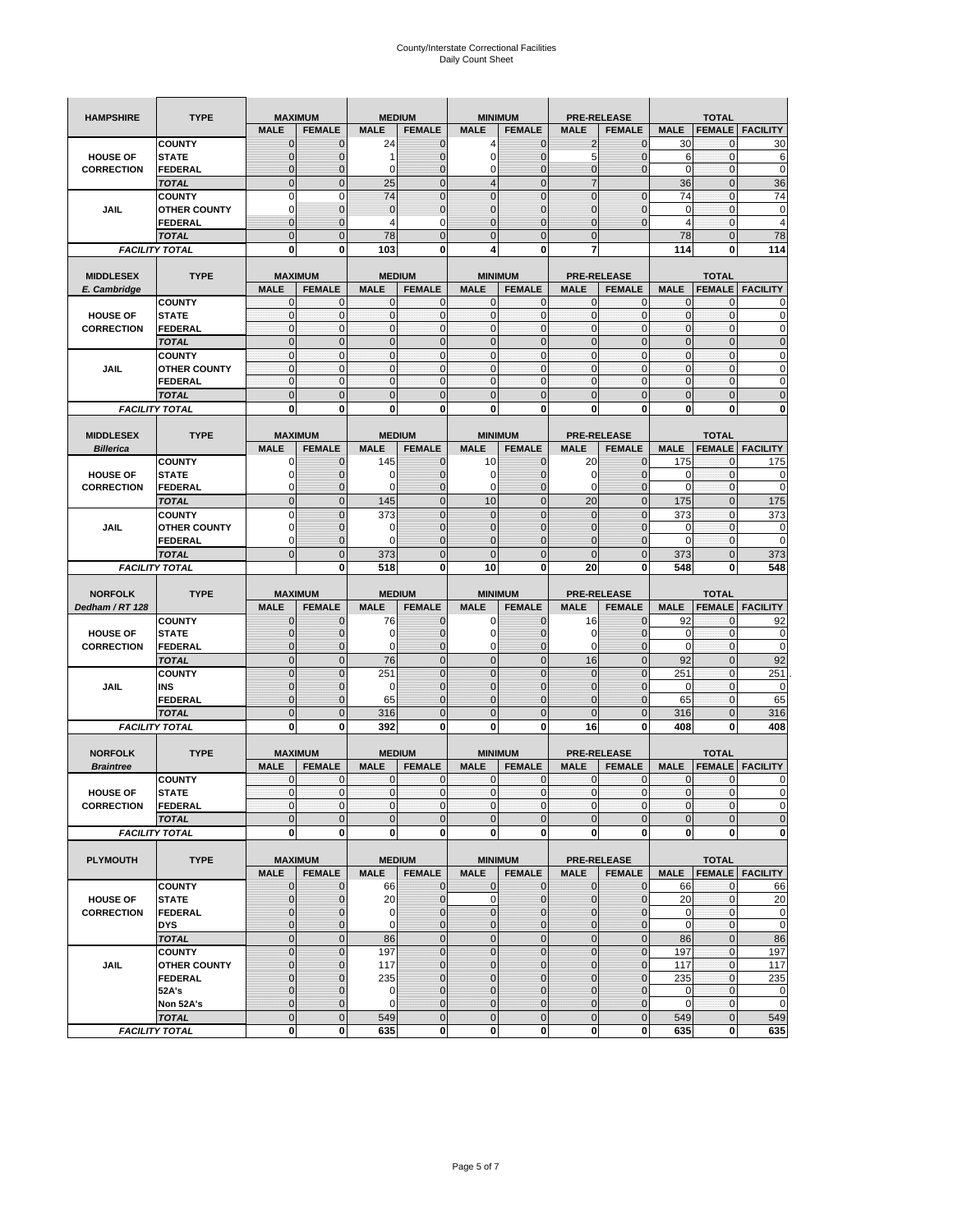# County/Interstate Correctional Facilities
## Daily Count Sheet

| HAMPSHIRE | TYPE | MAXIMUM | | MEDIUM | | MINIMUM | | PRE-RELEASE | | TOTAL | | |
|---|---|---|---|---|---|---|---|---|---|---|---|---|
| | | MALE | FEMALE | MALE | FEMALE | MALE | FEMALE | MALE | FEMALE | MALE | FEMALE | FACILITY |
| HOUSE OF CORRECTION | COUNTY | 0 | 0 | 24 | 0 | 4 | 0 | 2 | 0 | 30 | 0 | 30 |
| | STATE | 0 | 0 | 1 | 0 | 0 | 0 | 5 | 0 | 6 | 0 | 6 |
| | FEDERAL | 0 | 0 | 0 | 0 | 0 | 0 | 0 | 0 | 0 | 0 | 0 |
| | TOTAL | 0 | 0 | 25 | 0 | 4 | 0 | 7 | | 36 | 0 | 36 |
| JAIL | COUNTY | 0 | 0 | 74 | 0 | 0 | 0 | 0 | 0 | 74 | 0 | 74 |
| | OTHER COUNTY | 0 | 0 | 0 | 0 | 0 | 0 | 0 | 0 | 0 | 0 | 0 |
| | FEDERAL | 0 | 0 | 4 | 0 | 0 | 0 | 0 | 0 | 4 | 0 | 4 |
| | TOTAL | 0 | 0 | 78 | 0 | 0 | 0 | 0 | | 78 | 0 | 78 |
| FACILITY TOTAL | | 0 | 0 | 103 | 0 | 4 | 0 | 7 | | 114 | 0 | 114 |

| MIDDLESEX E. Cambridge | TYPE | MAXIMUM | | MEDIUM | | MINIMUM | | PRE-RELEASE | | TOTAL | | |
|---|---|---|---|---|---|---|---|---|---|---|---|---|
| | | MALE | FEMALE | MALE | FEMALE | MALE | FEMALE | MALE | FEMALE | MALE | FEMALE | FACILITY |
| HOUSE OF CORRECTION | COUNTY | 0 | 0 | 0 | 0 | 0 | 0 | 0 | 0 | 0 | 0 | 0 |
| | STATE | 0 | 0 | 0 | 0 | 0 | 0 | 0 | 0 | 0 | 0 | 0 |
| | FEDERAL | 0 | 0 | 0 | 0 | 0 | 0 | 0 | 0 | 0 | 0 | 0 |
| | TOTAL | 0 | 0 | 0 | 0 | 0 | 0 | 0 | 0 | 0 | 0 | 0 |
| JAIL | COUNTY | 0 | 0 | 0 | 0 | 0 | 0 | 0 | 0 | 0 | 0 | 0 |
| | OTHER COUNTY | 0 | 0 | 0 | 0 | 0 | 0 | 0 | 0 | 0 | 0 | 0 |
| | FEDERAL | 0 | 0 | 0 | 0 | 0 | 0 | 0 | 0 | 0 | 0 | 0 |
| | TOTAL | 0 | 0 | 0 | 0 | 0 | 0 | 0 | 0 | 0 | 0 | 0 |
| FACILITY TOTAL | | 0 | 0 | 0 | 0 | 0 | 0 | 0 | 0 | 0 | 0 | 0 |

| MIDDLESEX Billerica | TYPE | MAXIMUM | | MEDIUM | | MINIMUM | | PRE-RELEASE | | TOTAL | | |
|---|---|---|---|---|---|---|---|---|---|---|---|---|
| | | MALE | FEMALE | MALE | FEMALE | MALE | FEMALE | MALE | FEMALE | MALE | FEMALE | FACILITY |
| HOUSE OF CORRECTION | COUNTY | 0 | 0 | 145 | 0 | 10 | 0 | 20 | 0 | 175 | 0 | 175 |
| | STATE | 0 | 0 | 0 | 0 | 0 | 0 | 0 | 0 | 0 | 0 | 0 |
| | FEDERAL | 0 | 0 | 0 | 0 | 0 | 0 | 0 | 0 | 0 | 0 | 0 |
| | TOTAL | 0 | 0 | 145 | 0 | 10 | 0 | 20 | 0 | 175 | 0 | 175 |
| JAIL | COUNTY | 0 | 0 | 373 | 0 | 0 | 0 | 0 | 0 | 373 | 0 | 373 |
| | OTHER COUNTY | 0 | 0 | 0 | 0 | 0 | 0 | 0 | 0 | 0 | 0 | 0 |
| | FEDERAL | 0 | 0 | 0 | 0 | 0 | 0 | 0 | 0 | 0 | 0 | 0 |
| | TOTAL | 0 | 0 | 373 | 0 | 0 | 0 | 0 | 0 | 373 | 0 | 373 |
| FACILITY TOTAL | | | 0 | 518 | 0 | 10 | 0 | 20 | 0 | 548 | 0 | 548 |

| NORFOLK Dedham / RT 128 | TYPE | MAXIMUM | | MEDIUM | | MINIMUM | | PRE-RELEASE | | TOTAL | | |
|---|---|---|---|---|---|---|---|---|---|---|---|---|
| | | MALE | FEMALE | MALE | FEMALE | MALE | FEMALE | MALE | FEMALE | MALE | FEMALE | FACILITY |
| HOUSE OF CORRECTION | COUNTY | 0 | 0 | 76 | 0 | 0 | 0 | 16 | 0 | 92 | 0 | 92 |
| | STATE | 0 | 0 | 0 | 0 | 0 | 0 | 0 | 0 | 0 | 0 | 0 |
| | FEDERAL | 0 | 0 | 0 | 0 | 0 | 0 | 0 | 0 | 0 | 0 | 0 |
| | TOTAL | 0 | 0 | 76 | 0 | 0 | 0 | 16 | 0 | 92 | 0 | 92 |
| JAIL | COUNTY | 0 | 0 | 251 | 0 | 0 | 0 | 0 | 0 | 251 | 0 | 251 |
| | INS | 0 | 0 | 0 | 0 | 0 | 0 | 0 | 0 | 0 | 0 | 0 |
| | FEDERAL | 0 | 0 | 65 | 0 | 0 | 0 | 0 | 0 | 65 | 0 | 65 |
| | TOTAL | 0 | 0 | 316 | 0 | 0 | 0 | 0 | 0 | 316 | 0 | 316 |
| FACILITY TOTAL | | 0 | 0 | 392 | 0 | 0 | 0 | 16 | 0 | 408 | 0 | 408 |

| NORFOLK Braintree | TYPE | MAXIMUM | | MEDIUM | | MINIMUM | | PRE-RELEASE | | TOTAL | | |
|---|---|---|---|---|---|---|---|---|---|---|---|---|
| | | MALE | FEMALE | MALE | FEMALE | MALE | FEMALE | MALE | FEMALE | MALE | FEMALE | FACILITY |
| HOUSE OF CORRECTION | COUNTY | 0 | 0 | 0 | 0 | 0 | 0 | 0 | 0 | 0 | 0 | 0 |
| | STATE | 0 | 0 | 0 | 0 | 0 | 0 | 0 | 0 | 0 | 0 | 0 |
| | FEDERAL | 0 | 0 | 0 | 0 | 0 | 0 | 0 | 0 | 0 | 0 | 0 |
| | TOTAL | 0 | 0 | 0 | 0 | 0 | 0 | 0 | 0 | 0 | 0 | 0 |
| FACILITY TOTAL | | 0 | 0 | 0 | 0 | 0 | 0 | 0 | 0 | 0 | 0 | 0 |

| PLYMOUTH | TYPE | MAXIMUM | | MEDIUM | | MINIMUM | | PRE-RELEASE | | TOTAL | | |
|---|---|---|---|---|---|---|---|---|---|---|---|---|
| | | MALE | FEMALE | MALE | FEMALE | MALE | FEMALE | MALE | FEMALE | MALE | FEMALE | FACILITY |
| HOUSE OF CORRECTION | COUNTY | 0 | 0 | 66 | 0 | 0 | 0 | 0 | 0 | 66 | 0 | 66 |
| | STATE | 0 | 0 | 20 | 0 | 0 | 0 | 0 | 0 | 20 | 0 | 20 |
| | FEDERAL | 0 | 0 | 0 | 0 | 0 | 0 | 0 | 0 | 0 | 0 | 0 |
| | DYS | 0 | 0 | 0 | 0 | 0 | 0 | 0 | 0 | 0 | 0 | 0 |
| | TOTAL | 0 | 0 | 86 | 0 | 0 | 0 | 0 | 0 | 86 | 0 | 86 |
| JAIL | COUNTY | 0 | 0 | 197 | 0 | 0 | 0 | 0 | 0 | 197 | 0 | 197 |
| | OTHER COUNTY | 0 | 0 | 117 | 0 | 0 | 0 | 0 | 0 | 117 | 0 | 117 |
| | FEDERAL | 0 | 0 | 235 | 0 | 0 | 0 | 0 | 0 | 235 | 0 | 235 |
| | 52A's | 0 | 0 | 0 | 0 | 0 | 0 | 0 | 0 | 0 | 0 | 0 |
| | Non 52A's | 0 | 0 | 0 | 0 | 0 | 0 | 0 | 0 | 0 | 0 | 0 |
| | TOTAL | 0 | 0 | 549 | 0 | 0 | 0 | 0 | 0 | 549 | 0 | 549 |
| FACILITY TOTAL | | 0 | 0 | 635 | 0 | 0 | 0 | 0 | 0 | 635 | 0 | 635 |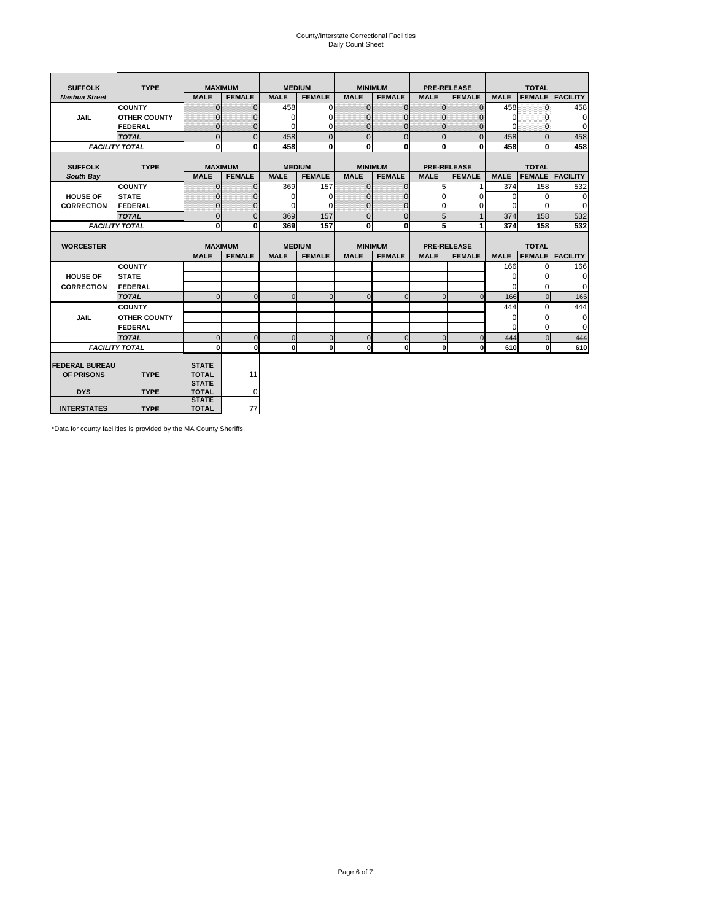County/Interstate Correctional Facilities
Daily Count Sheet

| SUFFOLK | TYPE | MAXIMUM | | MEDIUM | | MINIMUM | | PRE-RELEASE | | TOTAL | | |
|---|---|---|---|---|---|---|---|---|---|---|---|---|
| *Nashua Street* | | MALE | FEMALE | MALE | FEMALE | MALE | FEMALE | MALE | FEMALE | MALE | FEMALE | FACILITY |
| JAIL | COUNTY | 0 | 0 | 458 | 0 | 0 | 0 | 0 | 0 | 458 | 0 | 458 |
| | OTHER COUNTY | 0 | 0 | 0 | 0 | 0 | 0 | 0 | 0 | 0 | 0 | 0 |
| | FEDERAL | 0 | 0 | 0 | 0 | 0 | 0 | 0 | 0 | 0 | 0 | 0 |
| | *TOTAL* | 0 | 0 | 458 | 0 | 0 | 0 | 0 | 0 | 458 | 0 | 458 |
| *FACILITY TOTAL* | | 0 | 0 | 458 | 0 | 0 | 0 | 0 | 0 | 458 | 0 | 458 |

| SUFFOLK | TYPE | MAXIMUM | | MEDIUM | | MINIMUM | | PRE-RELEASE | | TOTAL | | |
|---|---|---|---|---|---|---|---|---|---|---|---|---|
| *South Bay* | | MALE | FEMALE | MALE | FEMALE | MALE | FEMALE | MALE | FEMALE | MALE | FEMALE | FACILITY |
| HOUSE OF CORRECTION | COUNTY | 0 | 0 | 369 | 157 | 0 | 0 | 5 | 1 | 374 | 158 | 532 |
| | STATE | 0 | 0 | 0 | 0 | 0 | 0 | 0 | 0 | 0 | 0 | 0 |
| | FEDERAL | 0 | 0 | 0 | 0 | 0 | 0 | 0 | 0 | 0 | 0 | 0 |
| | *TOTAL* | 0 | 0 | 369 | 157 | 0 | 0 | 5 | 1 | 374 | 158 | 532 |
| *FACILITY TOTAL* | | 0 | 0 | 369 | 157 | 0 | 0 | 5 | 1 | 374 | 158 | 532 |

| WORCESTER | | MAXIMUM | | MEDIUM | | MINIMUM | | PRE-RELEASE | | TOTAL | | |
|---|---|---|---|---|---|---|---|---|---|---|---|---|
| | | MALE | FEMALE | MALE | FEMALE | MALE | FEMALE | MALE | FEMALE | MALE | FEMALE | FACILITY |
| HOUSE OF CORRECTION | COUNTY | | | | | | | | | 166 | 0 | 166 |
| | STATE | | | | | | | | | 0 | 0 | 0 |
| | FEDERAL | | | | | | | | | 0 | 0 | 0 |
| | *TOTAL* | 0 | 0 | 0 | 0 | 0 | 0 | 0 | 0 | 166 | 0 | 166 |
| JAIL | COUNTY | | | | | | | | | 444 | 0 | 444 |
| | OTHER COUNTY | | | | | | | | | 0 | 0 | 0 |
| | FEDERAL | | | | | | | | | 0 | 0 | 0 |
| | *TOTAL* | 0 | 0 | 0 | 0 | 0 | 0 | 0 | 0 | 444 | 0 | 444 |
| *FACILITY TOTAL* | | 0 | 0 | 0 | 0 | 0 | 0 | 0 | 0 | 610 | 0 | 610 |

| | | | |
|---|---|---|---|
| FEDERAL BUREAU OF PRISONS | TYPE | STATE TOTAL | 11 |
| DYS | TYPE | STATE TOTAL | 0 |
| INTERSTATES | TYPE | STATE TOTAL | 77 |

*Data for county facilities is provided by the MA County Sheriffs.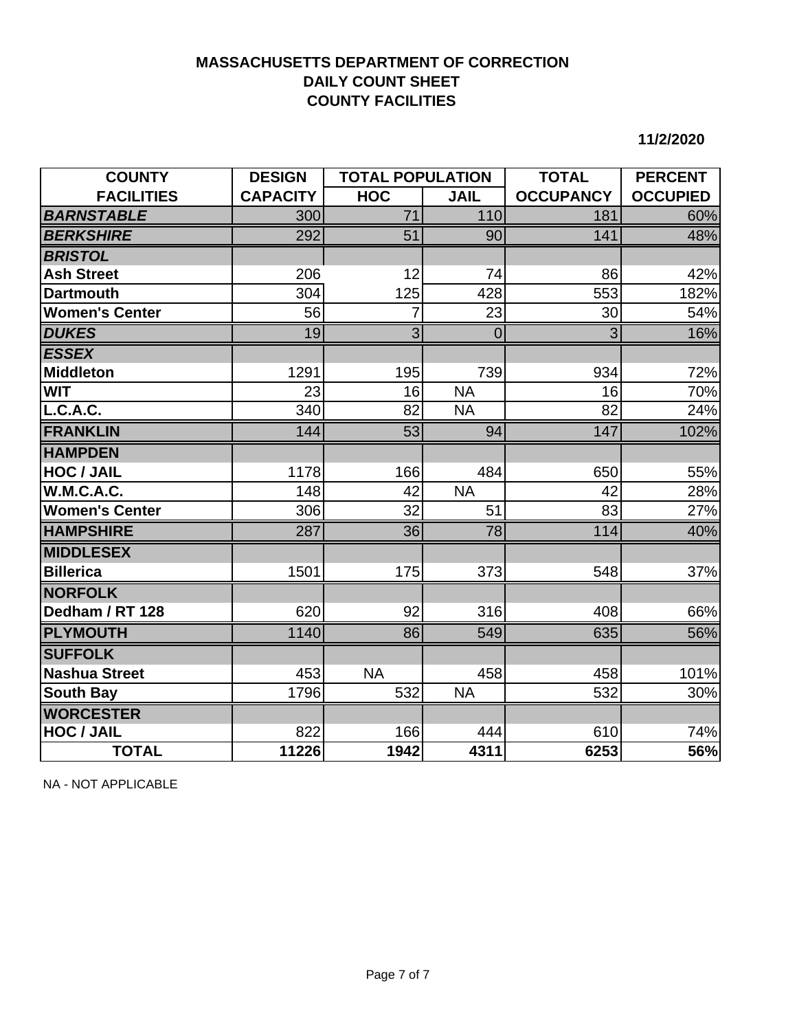**MASSACHUSETTS DEPARTMENT OF CORRECTION**
**DAILY COUNT SHEET**
**COUNTY FACILITIES**

**11/2/2020**

| COUNTY FACILITIES | DESIGN CAPACITY | TOTAL POPULATION | | TOTAL OCCUPANCY | PERCENT OCCUPIED |
|---|---|---|---|---|---|
| | | HOC | JAIL | | |
| ***BARNSTABLE*** | 300 | 71 | 110 | 181 | 60% |
| ***BERKSHIRE*** | 292 | 51 | 90 | 141 | 48% |
| ***BRISTOL*** | | | | | |
| **Ash Street** | 206 | 12 | 74 | 86 | 42% |
| **Dartmouth** | 304 | 125 | 428 | 553 | 182% |
| **Women's Center** | 56 | 7 | 23 | 30 | 54% |
| ***DUKES*** | 19 | 3 | 0 | 3 | 16% |
| ***ESSEX*** | | | | | |
| **Middleton** | 1291 | 195 | 739 | 934 | 72% |
| **WIT** | 23 | 16 | NA | 16 | 70% |
| **L.C.A.C.** | 340 | 82 | NA | 82 | 24% |
| **FRANKLIN** | 144 | 53 | 94 | 147 | 102% |
| **HAMPDEN** | | | | | |
| **HOC / JAIL** | 1178 | 166 | 484 | 650 | 55% |
| **W.M.C.A.C.** | 148 | 42 | NA | 42 | 28% |
| **Women's Center** | 306 | 32 | 51 | 83 | 27% |
| **HAMPSHIRE** | 287 | 36 | 78 | 114 | 40% |
| **MIDDLESEX** | | | | | |
| **Billerica** | 1501 | 175 | 373 | 548 | 37% |
| **NORFOLK** | | | | | |
| **Dedham / RT 128** | 620 | 92 | 316 | 408 | 66% |
| **PLYMOUTH** | 1140 | 86 | 549 | 635 | 56% |
| **SUFFOLK** | | | | | |
| **Nashua Street** | 453 | NA | 458 | 458 | 101% |
| **South Bay** | 1796 | 532 | NA | 532 | 30% |
| **WORCESTER** | | | | | |
| **HOC / JAIL** | 822 | 166 | 444 | 610 | 74% |
| **TOTAL** | **11226** | **1942** | **4311** | **6253** | **56%** |

NA - NOT APPLICABLE